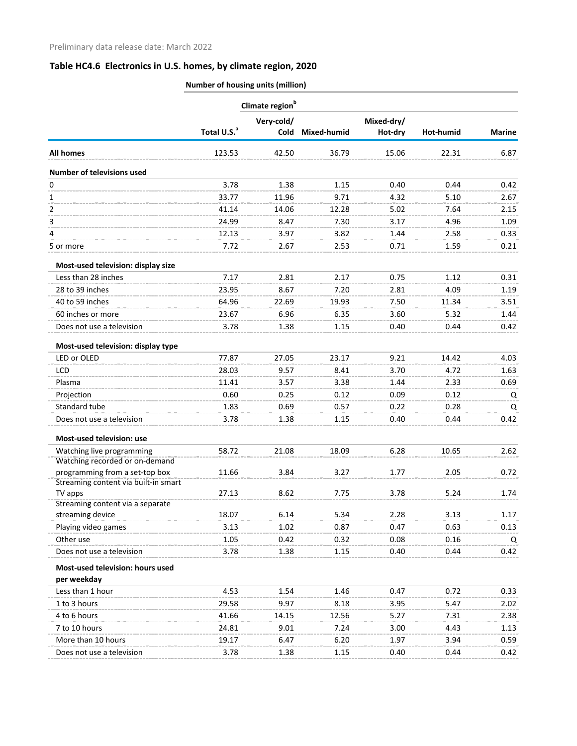Preliminary data release date: March 2022

## Table HC4.6 Electronics in U.S. homes, by climate region, 2020

| | Number of housing units (million) | | | | | |
|---|---|---|---|---|---|---|
| | | Climate region[b] | | | | |
| | Total U.S.[a] | Very-cold/ Cold | Mixed-humid | Mixed-dry/ Hot-dry | Hot-humid | Marine |
| **All homes** | 123.53 | 42.50 | 36.79 | 15.06 | 22.31 | 6.87 |
| **Number of televisions used** | | | | | | |
| 0 | 3.78 | 1.38 | 1.15 | 0.40 | 0.44 | 0.42 |
| 1 | 33.77 | 11.96 | 9.71 | 4.32 | 5.10 | 2.67 |
| 2 | 41.14 | 14.06 | 12.28 | 5.02 | 7.64 | 2.15 |
| 3 | 24.99 | 8.47 | 7.30 | 3.17 | 4.96 | 1.09 |
| 4 | 12.13 | 3.97 | 3.82 | 1.44 | 2.58 | 0.33 |
| 5 or more | 7.72 | 2.67 | 2.53 | 0.71 | 1.59 | 0.21 |
| **Most-used television: display size** | | | | | | |
| Less than 28 inches | 7.17 | 2.81 | 2.17 | 0.75 | 1.12 | 0.31 |
| 28 to 39 inches | 23.95 | 8.67 | 7.20 | 2.81 | 4.09 | 1.19 |
| 40 to 59 inches | 64.96 | 22.69 | 19.93 | 7.50 | 11.34 | 3.51 |
| 60 inches or more | 23.67 | 6.96 | 6.35 | 3.60 | 5.32 | 1.44 |
| Does not use a television | 3.78 | 1.38 | 1.15 | 0.40 | 0.44 | 0.42 |
| **Most-used television: display type** | | | | | | |
| LED or OLED | 77.87 | 27.05 | 23.17 | 9.21 | 14.42 | 4.03 |
| LCD | 28.03 | 9.57 | 8.41 | 3.70 | 4.72 | 1.63 |
| Plasma | 11.41 | 3.57 | 3.38 | 1.44 | 2.33 | 0.69 |
| Projection | 0.60 | 0.25 | 0.12 | 0.09 | 0.12 | Q |
| Standard tube | 1.83 | 0.69 | 0.57 | 0.22 | 0.28 | Q |
| Does not use a television | 3.78 | 1.38 | 1.15 | 0.40 | 0.44 | 0.42 |
| **Most-used television: use** | | | | | | |
| Watching live programming | 58.72 | 21.08 | 18.09 | 6.28 | 10.65 | 2.62 |
| Watching recorded or on-demand programming from a set-top box | 11.66 | 3.84 | 3.27 | 1.77 | 2.05 | 0.72 |
| Streaming content via built-in smart TV apps | 27.13 | 8.62 | 7.75 | 3.78 | 5.24 | 1.74 |
| Streaming content via a separate streaming device | 18.07 | 6.14 | 5.34 | 2.28 | 3.13 | 1.17 |
| Playing video games | 3.13 | 1.02 | 0.87 | 0.47 | 0.63 | 0.13 |
| Other use | 1.05 | 0.42 | 0.32 | 0.08 | 0.16 | Q |
| Does not use a television | 3.78 | 1.38 | 1.15 | 0.40 | 0.44 | 0.42 |
| **Most-used television: hours used per weekday** | | | | | | |
| Less than 1 hour | 4.53 | 1.54 | 1.46 | 0.47 | 0.72 | 0.33 |
| 1 to 3 hours | 29.58 | 9.97 | 8.18 | 3.95 | 5.47 | 2.02 |
| 4 to 6 hours | 41.66 | 14.15 | 12.56 | 5.27 | 7.31 | 2.38 |
| 7 to 10 hours | 24.81 | 9.01 | 7.24 | 3.00 | 4.43 | 1.13 |
| More than 10 hours | 19.17 | 6.47 | 6.20 | 1.97 | 3.94 | 0.59 |
| Does not use a television | 3.78 | 1.38 | 1.15 | 0.40 | 0.44 | 0.42 |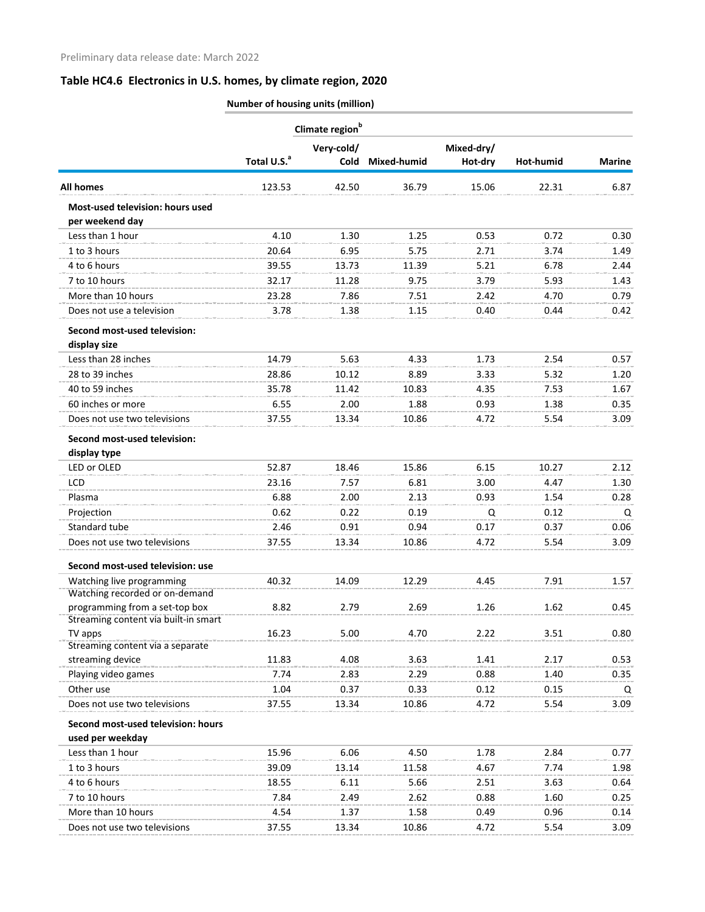Preliminary data release date: March 2022

## Table HC4.6 Electronics in U.S. homes, by climate region, 2020

| | Number of housing units (million) | | | | | |
|---|---|---|---|---|---|---|
| | | Climate region[b] | | | | |
| | Total U.S.[a] | Very-cold/ Cold | Mixed-humid | Mixed-dry/ Hot-dry | Hot-humid | Marine |
| **All homes** | 123.53 | 42.50 | 36.79 | 15.06 | 22.31 | 6.87 |
| **Most-used television: hours used per weekend day** | | | | | | |
| Less than 1 hour | 4.10 | 1.30 | 1.25 | 0.53 | 0.72 | 0.30 |
| 1 to 3 hours | 20.64 | 6.95 | 5.75 | 2.71 | 3.74 | 1.49 |
| 4 to 6 hours | 39.55 | 13.73 | 11.39 | 5.21 | 6.78 | 2.44 |
| 7 to 10 hours | 32.17 | 11.28 | 9.75 | 3.79 | 5.93 | 1.43 |
| More than 10 hours | 23.28 | 7.86 | 7.51 | 2.42 | 4.70 | 0.79 |
| Does not use a television | 3.78 | 1.38 | 1.15 | 0.40 | 0.44 | 0.42 |
| **Second most-used television: display size** | | | | | | |
| Less than 28 inches | 14.79 | 5.63 | 4.33 | 1.73 | 2.54 | 0.57 |
| 28 to 39 inches | 28.86 | 10.12 | 8.89 | 3.33 | 5.32 | 1.20 |
| 40 to 59 inches | 35.78 | 11.42 | 10.83 | 4.35 | 7.53 | 1.67 |
| 60 inches or more | 6.55 | 2.00 | 1.88 | 0.93 | 1.38 | 0.35 |
| Does not use two televisions | 37.55 | 13.34 | 10.86 | 4.72 | 5.54 | 3.09 |
| **Second most-used television: display type** | | | | | | |
| LED or OLED | 52.87 | 18.46 | 15.86 | 6.15 | 10.27 | 2.12 |
| LCD | 23.16 | 7.57 | 6.81 | 3.00 | 4.47 | 1.30 |
| Plasma | 6.88 | 2.00 | 2.13 | 0.93 | 1.54 | 0.28 |
| Projection | 0.62 | 0.22 | 0.19 | Q | 0.12 | Q |
| Standard tube | 2.46 | 0.91 | 0.94 | 0.17 | 0.37 | 0.06 |
| Does not use two televisions | 37.55 | 13.34 | 10.86 | 4.72 | 5.54 | 3.09 |
| **Second most-used television: use** | | | | | | |
| Watching live programming | 40.32 | 14.09 | 12.29 | 4.45 | 7.91 | 1.57 |
| Watching recorded or on-demand programming from a set-top box | 8.82 | 2.79 | 2.69 | 1.26 | 1.62 | 0.45 |
| Streaming content via built-in smart TV apps | 16.23 | 5.00 | 4.70 | 2.22 | 3.51 | 0.80 |
| Streaming content via a separate streaming device | 11.83 | 4.08 | 3.63 | 1.41 | 2.17 | 0.53 |
| Playing video games | 7.74 | 2.83 | 2.29 | 0.88 | 1.40 | 0.35 |
| Other use | 1.04 | 0.37 | 0.33 | 0.12 | 0.15 | Q |
| Does not use two televisions | 37.55 | 13.34 | 10.86 | 4.72 | 5.54 | 3.09 |
| **Second most-used television: hours used per weekday** | | | | | | |
| Less than 1 hour | 15.96 | 6.06 | 4.50 | 1.78 | 2.84 | 0.77 |
| 1 to 3 hours | 39.09 | 13.14 | 11.58 | 4.67 | 7.74 | 1.98 |
| 4 to 6 hours | 18.55 | 6.11 | 5.66 | 2.51 | 3.63 | 0.64 |
| 7 to 10 hours | 7.84 | 2.49 | 2.62 | 0.88 | 1.60 | 0.25 |
| More than 10 hours | 4.54 | 1.37 | 1.58 | 0.49 | 0.96 | 0.14 |
| Does not use two televisions | 37.55 | 13.34 | 10.86 | 4.72 | 5.54 | 3.09 |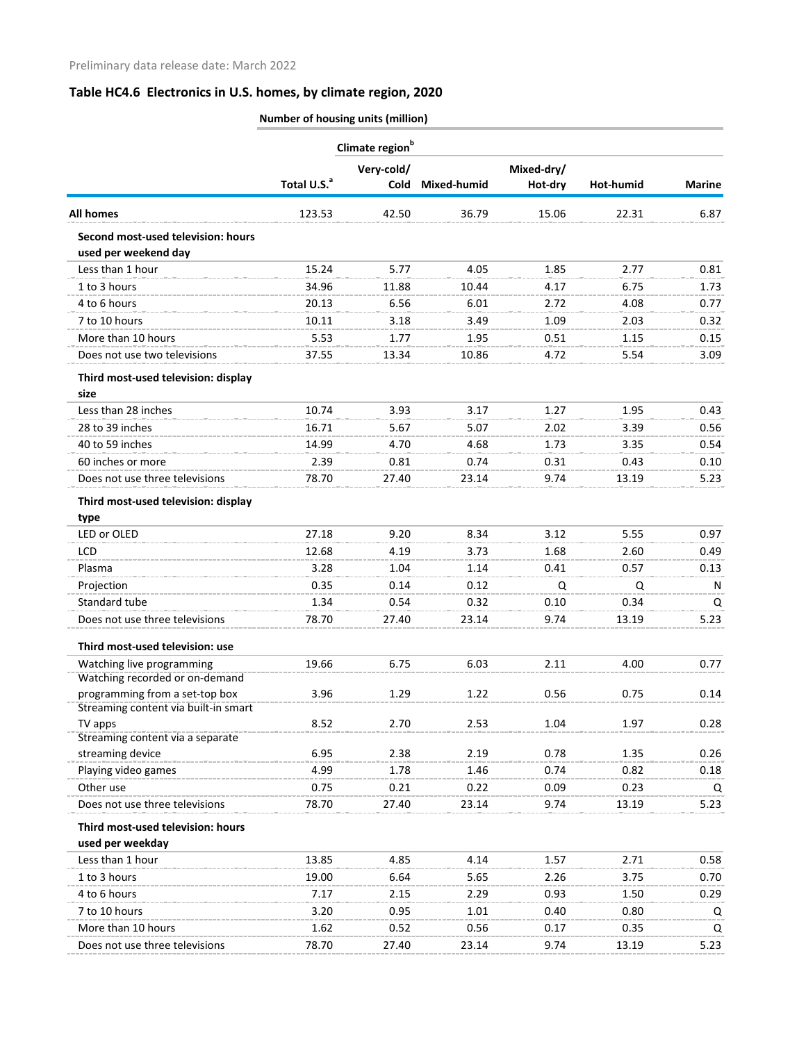Preliminary data release date: March 2022

## Table HC4.6 Electronics in U.S. homes, by climate region, 2020

| | Number of housing units (million) | | | | | |
|---|---|---|---|---|---|---|
| | | Climate region[b] | | | | |
| | Total U.S.[a] | Very-cold/ Cold | Mixed-humid | Mixed-dry/ Hot-dry | Hot-humid | Marine |
| **All homes** | 123.53 | 42.50 | 36.79 | 15.06 | 22.31 | 6.87 |
| **Second most-used television: hours used per weekend day** | | | | | | |
| Less than 1 hour | 15.24 | 5.77 | 4.05 | 1.85 | 2.77 | 0.81 |
| 1 to 3 hours | 34.96 | 11.88 | 10.44 | 4.17 | 6.75 | 1.73 |
| 4 to 6 hours | 20.13 | 6.56 | 6.01 | 2.72 | 4.08 | 0.77 |
| 7 to 10 hours | 10.11 | 3.18 | 3.49 | 1.09 | 2.03 | 0.32 |
| More than 10 hours | 5.53 | 1.77 | 1.95 | 0.51 | 1.15 | 0.15 |
| Does not use two televisions | 37.55 | 13.34 | 10.86 | 4.72 | 5.54 | 3.09 |
| **Third most-used television: display size** | | | | | | |
| Less than 28 inches | 10.74 | 3.93 | 3.17 | 1.27 | 1.95 | 0.43 |
| 28 to 39 inches | 16.71 | 5.67 | 5.07 | 2.02 | 3.39 | 0.56 |
| 40 to 59 inches | 14.99 | 4.70 | 4.68 | 1.73 | 3.35 | 0.54 |
| 60 inches or more | 2.39 | 0.81 | 0.74 | 0.31 | 0.43 | 0.10 |
| Does not use three televisions | 78.70 | 27.40 | 23.14 | 9.74 | 13.19 | 5.23 |
| **Third most-used television: display type** | | | | | | |
| LED or OLED | 27.18 | 9.20 | 8.34 | 3.12 | 5.55 | 0.97 |
| LCD | 12.68 | 4.19 | 3.73 | 1.68 | 2.60 | 0.49 |
| Plasma | 3.28 | 1.04 | 1.14 | 0.41 | 0.57 | 0.13 |
| Projection | 0.35 | 0.14 | 0.12 | Q | Q | N |
| Standard tube | 1.34 | 0.54 | 0.32 | 0.10 | 0.34 | Q |
| Does not use three televisions | 78.70 | 27.40 | 23.14 | 9.74 | 13.19 | 5.23 |
| **Third most-used television: use** | | | | | | |
| Watching live programming | 19.66 | 6.75 | 6.03 | 2.11 | 4.00 | 0.77 |
| Watching recorded or on-demand programming from a set-top box | 3.96 | 1.29 | 1.22 | 0.56 | 0.75 | 0.14 |
| Streaming content via built-in smart TV apps | 8.52 | 2.70 | 2.53 | 1.04 | 1.97 | 0.28 |
| Streaming content via a separate streaming device | 6.95 | 2.38 | 2.19 | 0.78 | 1.35 | 0.26 |
| Playing video games | 4.99 | 1.78 | 1.46 | 0.74 | 0.82 | 0.18 |
| Other use | 0.75 | 0.21 | 0.22 | 0.09 | 0.23 | Q |
| Does not use three televisions | 78.70 | 27.40 | 23.14 | 9.74 | 13.19 | 5.23 |
| **Third most-used television: hours used per weekday** | | | | | | |
| Less than 1 hour | 13.85 | 4.85 | 4.14 | 1.57 | 2.71 | 0.58 |
| 1 to 3 hours | 19.00 | 6.64 | 5.65 | 2.26 | 3.75 | 0.70 |
| 4 to 6 hours | 7.17 | 2.15 | 2.29 | 0.93 | 1.50 | 0.29 |
| 7 to 10 hours | 3.20 | 0.95 | 1.01 | 0.40 | 0.80 | Q |
| More than 10 hours | 1.62 | 0.52 | 0.56 | 0.17 | 0.35 | Q |
| Does not use three televisions | 78.70 | 27.40 | 23.14 | 9.74 | 13.19 | 5.23 |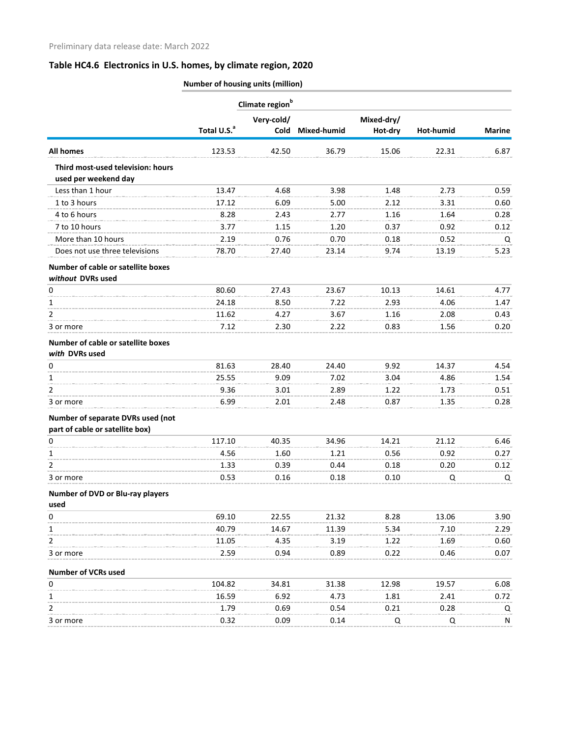Preliminary data release date: March 2022

## Table HC4.6 Electronics in U.S. homes, by climate region, 2020

| | Number of housing units (million) | | | | | |
|---|---|---|---|---|---|---|
| | | Climate region[b] | | | | |
| | Total U.S.[a] | Very-cold/ Cold | Mixed-humid | Mixed-dry/ Hot-dry | Hot-humid | Marine |
| **All homes** | 123.53 | 42.50 | 36.79 | 15.06 | 22.31 | 6.87 |
| **Third most-used television: hours used per weekend day** | | | | | | |
| Less than 1 hour | 13.47 | 4.68 | 3.98 | 1.48 | 2.73 | 0.59 |
| 1 to 3 hours | 17.12 | 6.09 | 5.00 | 2.12 | 3.31 | 0.60 |
| 4 to 6 hours | 8.28 | 2.43 | 2.77 | 1.16 | 1.64 | 0.28 |
| 7 to 10 hours | 3.77 | 1.15 | 1.20 | 0.37 | 0.92 | 0.12 |
| More than 10 hours | 2.19 | 0.76 | 0.70 | 0.18 | 0.52 | Q |
| Does not use three televisions | 78.70 | 27.40 | 23.14 | 9.74 | 13.19 | 5.23 |
| **Number of cable or satellite boxes *without* DVRs used** | | | | | | |
| 0 | 80.60 | 27.43 | 23.67 | 10.13 | 14.61 | 4.77 |
| 1 | 24.18 | 8.50 | 7.22 | 2.93 | 4.06 | 1.47 |
| 2 | 11.62 | 4.27 | 3.67 | 1.16 | 2.08 | 0.43 |
| 3 or more | 7.12 | 2.30 | 2.22 | 0.83 | 1.56 | 0.20 |
| **Number of cable or satellite boxes *with* DVRs used** | | | | | | |
| 0 | 81.63 | 28.40 | 24.40 | 9.92 | 14.37 | 4.54 |
| 1 | 25.55 | 9.09 | 7.02 | 3.04 | 4.86 | 1.54 |
| 2 | 9.36 | 3.01 | 2.89 | 1.22 | 1.73 | 0.51 |
| 3 or more | 6.99 | 2.01 | 2.48 | 0.87 | 1.35 | 0.28 |
| **Number of separate DVRs used (not part of cable or satellite box)** | | | | | | |
| 0 | 117.10 | 40.35 | 34.96 | 14.21 | 21.12 | 6.46 |
| 1 | 4.56 | 1.60 | 1.21 | 0.56 | 0.92 | 0.27 |
| 2 | 1.33 | 0.39 | 0.44 | 0.18 | 0.20 | 0.12 |
| 3 or more | 0.53 | 0.16 | 0.18 | 0.10 | Q | Q |
| **Number of DVD or Blu-ray players used** | | | | | | |
| 0 | 69.10 | 22.55 | 21.32 | 8.28 | 13.06 | 3.90 |
| 1 | 40.79 | 14.67 | 11.39 | 5.34 | 7.10 | 2.29 |
| 2 | 11.05 | 4.35 | 3.19 | 1.22 | 1.69 | 0.60 |
| 3 or more | 2.59 | 0.94 | 0.89 | 0.22 | 0.46 | 0.07 |
| **Number of VCRs used** | | | | | | |
| 0 | 104.82 | 34.81 | 31.38 | 12.98 | 19.57 | 6.08 |
| 1 | 16.59 | 6.92 | 4.73 | 1.81 | 2.41 | 0.72 |
| 2 | 1.79 | 0.69 | 0.54 | 0.21 | 0.28 | Q |
| 3 or more | 0.32 | 0.09 | 0.14 | Q | Q | N |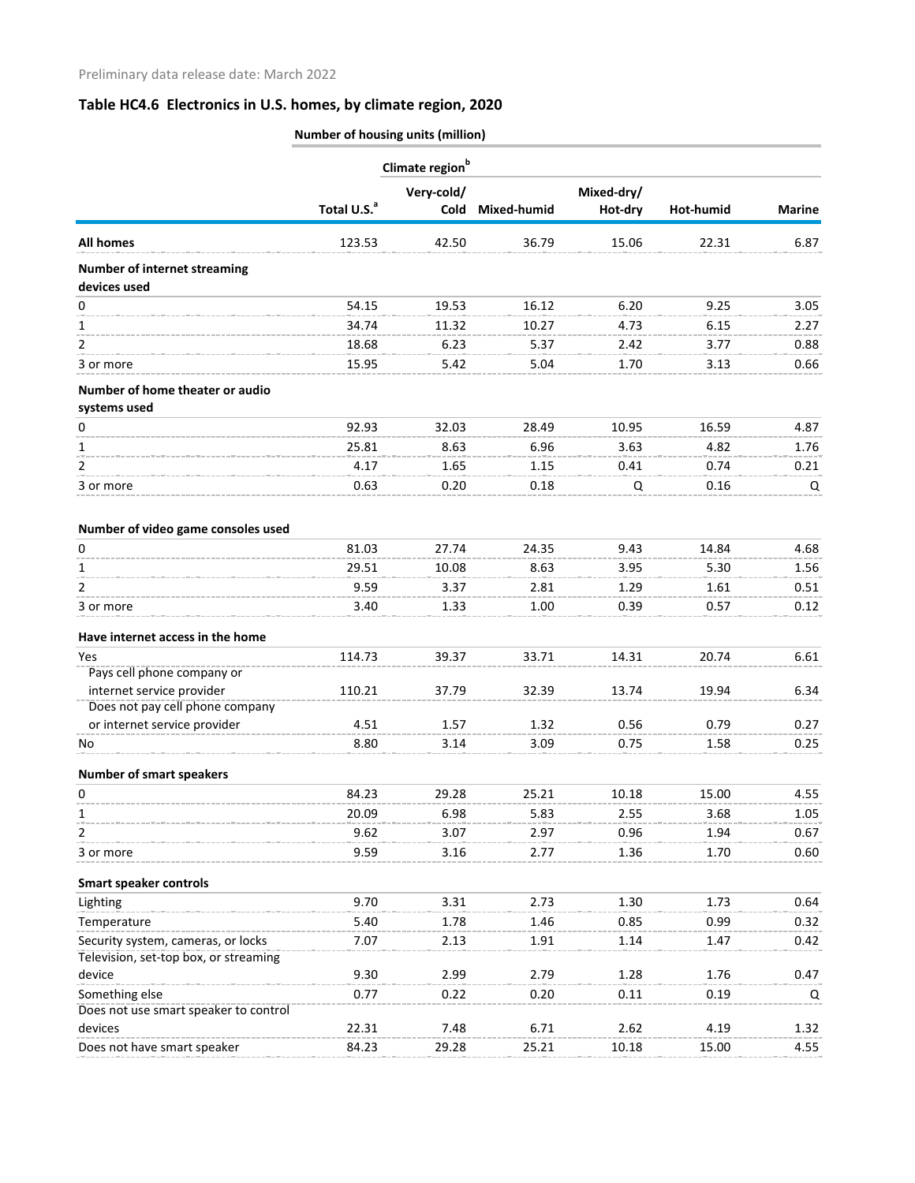Preliminary data release date: March 2022

## Table HC4.6 Electronics in U.S. homes, by climate region, 2020

| | Number of housing units (million) | | | | | |
|---|---|---|---|---|---|---|
| | | Climate region[b] | | | | |
| | Total U.S.[a] | Very-cold/ Cold | Mixed-humid | Mixed-dry/ Hot-dry | Hot-humid | Marine |
| **All homes** | 123.53 | 42.50 | 36.79 | 15.06 | 22.31 | 6.87 |
| **Number of internet streaming devices used** | | | | | | |
| 0 | 54.15 | 19.53 | 16.12 | 6.20 | 9.25 | 3.05 |
| 1 | 34.74 | 11.32 | 10.27 | 4.73 | 6.15 | 2.27 |
| 2 | 18.68 | 6.23 | 5.37 | 2.42 | 3.77 | 0.88 |
| 3 or more | 15.95 | 5.42 | 5.04 | 1.70 | 3.13 | 0.66 |
| **Number of home theater or audio systems used** | | | | | | |
| 0 | 92.93 | 32.03 | 28.49 | 10.95 | 16.59 | 4.87 |
| 1 | 25.81 | 8.63 | 6.96 | 3.63 | 4.82 | 1.76 |
| 2 | 4.17 | 1.65 | 1.15 | 0.41 | 0.74 | 0.21 |
| 3 or more | 0.63 | 0.20 | 0.18 | Q | 0.16 | Q |
| **Number of video game consoles used** | | | | | | |
| 0 | 81.03 | 27.74 | 24.35 | 9.43 | 14.84 | 4.68 |
| 1 | 29.51 | 10.08 | 8.63 | 3.95 | 5.30 | 1.56 |
| 2 | 9.59 | 3.37 | 2.81 | 1.29 | 1.61 | 0.51 |
| 3 or more | 3.40 | 1.33 | 1.00 | 0.39 | 0.57 | 0.12 |
| **Have internet access in the home** | | | | | | |
| Yes | 114.73 | 39.37 | 33.71 | 14.31 | 20.74 | 6.61 |
| Pays cell phone company or internet service provider | 110.21 | 37.79 | 32.39 | 13.74 | 19.94 | 6.34 |
| Does not pay cell phone company or internet service provider | 4.51 | 1.57 | 1.32 | 0.56 | 0.79 | 0.27 |
| No | 8.80 | 3.14 | 3.09 | 0.75 | 1.58 | 0.25 |
| **Number of smart speakers** | | | | | | |
| 0 | 84.23 | 29.28 | 25.21 | 10.18 | 15.00 | 4.55 |
| 1 | 20.09 | 6.98 | 5.83 | 2.55 | 3.68 | 1.05 |
| 2 | 9.62 | 3.07 | 2.97 | 0.96 | 1.94 | 0.67 |
| 3 or more | 9.59 | 3.16 | 2.77 | 1.36 | 1.70 | 0.60 |
| **Smart speaker controls** | | | | | | |
| Lighting | 9.70 | 3.31 | 2.73 | 1.30 | 1.73 | 0.64 |
| Temperature | 5.40 | 1.78 | 1.46 | 0.85 | 0.99 | 0.32 |
| Security system, cameras, or locks | 7.07 | 2.13 | 1.91 | 1.14 | 1.47 | 0.42 |
| Television, set-top box, or streaming device | 9.30 | 2.99 | 2.79 | 1.28 | 1.76 | 0.47 |
| Something else | 0.77 | 0.22 | 0.20 | 0.11 | 0.19 | Q |
| Does not use smart speaker to control devices | 22.31 | 7.48 | 6.71 | 2.62 | 4.19 | 1.32 |
| Does not have smart speaker | 84.23 | 29.28 | 25.21 | 10.18 | 15.00 | 4.55 |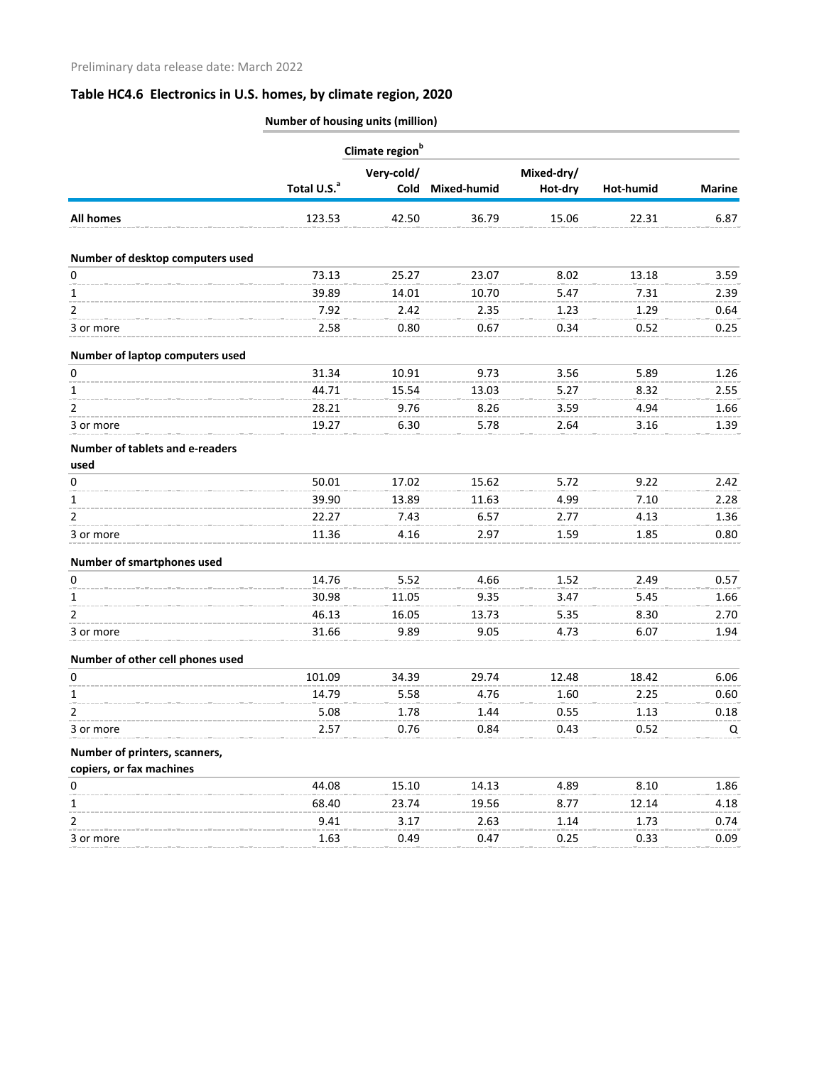Preliminary data release date: March 2022

## Table HC4.6 Electronics in U.S. homes, by climate region, 2020

| | Number of housing units (million) | | | | | |
|---|---|---|---|---|---|---|
| | | Climate region[b] | | | | |
| | Total U.S.[a] | Very-cold/ Cold | Mixed-humid | Mixed-dry/ Hot-dry | Hot-humid | Marine |
| **All homes** | 123.53 | 42.50 | 36.79 | 15.06 | 22.31 | 6.87 |
| **Number of desktop computers used** | | | | | | |
| 0 | 73.13 | 25.27 | 23.07 | 8.02 | 13.18 | 3.59 |
| 1 | 39.89 | 14.01 | 10.70 | 5.47 | 7.31 | 2.39 |
| 2 | 7.92 | 2.42 | 2.35 | 1.23 | 1.29 | 0.64 |
| 3 or more | 2.58 | 0.80 | 0.67 | 0.34 | 0.52 | 0.25 |
| **Number of laptop computers used** | | | | | | |
| 0 | 31.34 | 10.91 | 9.73 | 3.56 | 5.89 | 1.26 |
| 1 | 44.71 | 15.54 | 13.03 | 5.27 | 8.32 | 2.55 |
| 2 | 28.21 | 9.76 | 8.26 | 3.59 | 4.94 | 1.66 |
| 3 or more | 19.27 | 6.30 | 5.78 | 2.64 | 3.16 | 1.39 |
| **Number of tablets and e-readers used** | | | | | | |
| 0 | 50.01 | 17.02 | 15.62 | 5.72 | 9.22 | 2.42 |
| 1 | 39.90 | 13.89 | 11.63 | 4.99 | 7.10 | 2.28 |
| 2 | 22.27 | 7.43 | 6.57 | 2.77 | 4.13 | 1.36 |
| 3 or more | 11.36 | 4.16 | 2.97 | 1.59 | 1.85 | 0.80 |
| **Number of smartphones used** | | | | | | |
| 0 | 14.76 | 5.52 | 4.66 | 1.52 | 2.49 | 0.57 |
| 1 | 30.98 | 11.05 | 9.35 | 3.47 | 5.45 | 1.66 |
| 2 | 46.13 | 16.05 | 13.73 | 5.35 | 8.30 | 2.70 |
| 3 or more | 31.66 | 9.89 | 9.05 | 4.73 | 6.07 | 1.94 |
| **Number of other cell phones used** | | | | | | |
| 0 | 101.09 | 34.39 | 29.74 | 12.48 | 18.42 | 6.06 |
| 1 | 14.79 | 5.58 | 4.76 | 1.60 | 2.25 | 0.60 |
| 2 | 5.08 | 1.78 | 1.44 | 0.55 | 1.13 | 0.18 |
| 3 or more | 2.57 | 0.76 | 0.84 | 0.43 | 0.52 | Q |
| **Number of printers, scanners, copiers, or fax machines** | | | | | | |
| 0 | 44.08 | 15.10 | 14.13 | 4.89 | 8.10 | 1.86 |
| 1 | 68.40 | 23.74 | 19.56 | 8.77 | 12.14 | 4.18 |
| 2 | 9.41 | 3.17 | 2.63 | 1.14 | 1.73 | 0.74 |
| 3 or more | 1.63 | 0.49 | 0.47 | 0.25 | 0.33 | 0.09 |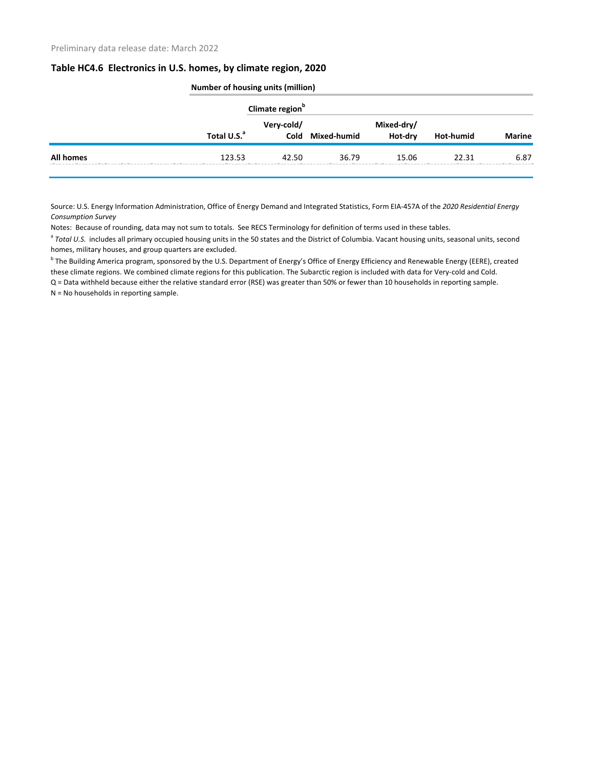Preliminary data release date: March 2022

## Table HC4.6 Electronics in U.S. homes, by climate region, 2020

| | Number of housing units (million) | | | | | |
|---|---|---|---|---|---|---|
| | | Climate region[b] | | | | |
| | Total U.S.[a] | Very-cold/ Cold | Mixed-humid | Mixed-dry/ Hot-dry | Hot-humid | Marine |
| **All homes** | 123.53 | 42.50 | 36.79 | 15.06 | 22.31 | 6.87 |

Source: U.S. Energy Information Administration, Office of Energy Demand and Integrated Statistics, Form EIA-457A of the *2020 Residential Energy Consumption Survey*

Notes: Because of rounding, data may not sum to totals. See RECS Terminology for definition of terms used in these tables.

[a] *Total U.S.* includes all primary occupied housing units in the 50 states and the District of Columbia. Vacant housing units, seasonal units, second homes, military houses, and group quarters are excluded.

[b] The Building America program, sponsored by the U.S. Department of Energy's Office of Energy Efficiency and Renewable Energy (EERE), created these climate regions. We combined climate regions for this publication. The Subarctic region is included with data for Very-cold and Cold.

Q = Data withheld because either the relative standard error (RSE) was greater than 50% or fewer than 10 households in reporting sample.

N = No households in reporting sample.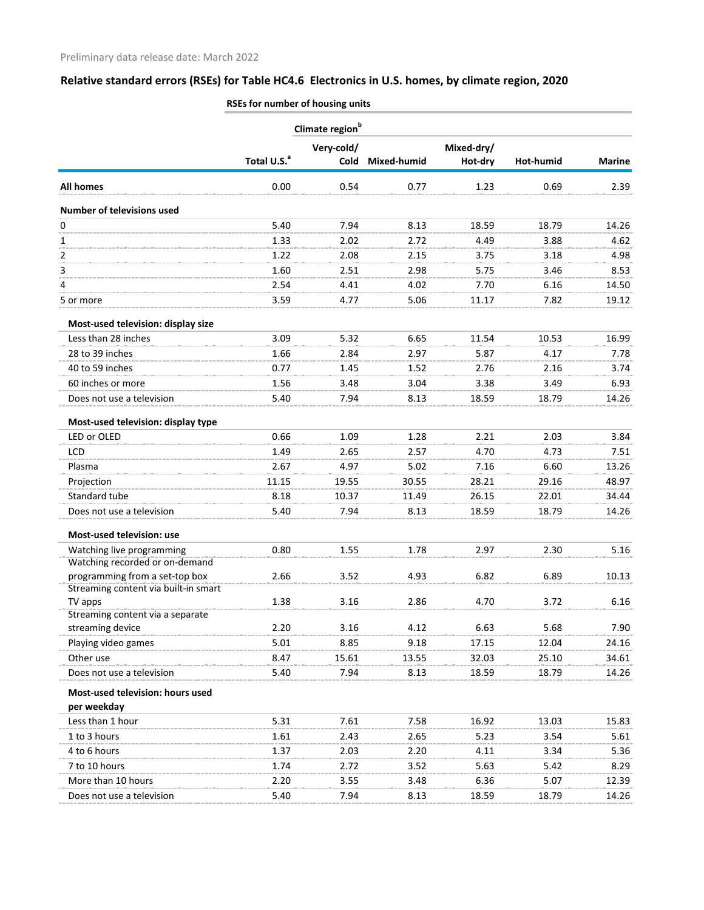Preliminary data release date: March 2022

## Relative standard errors (RSEs) for Table HC4.6 Electronics in U.S. homes, by climate region, 2020

| | RSEs for number of housing units | | | | | |
|---|---|---|---|---|---|---|
| | | Climate region[b] | | | | |
| | Total U.S.[a] | Very-cold/ Cold | Mixed-humid | Mixed-dry/ Hot-dry | Hot-humid | Marine |
| **All homes** | 0.00 | 0.54 | 0.77 | 1.23 | 0.69 | 2.39 |
| **Number of televisions used** | | | | | | |
| 0 | 5.40 | 7.94 | 8.13 | 18.59 | 18.79 | 14.26 |
| 1 | 1.33 | 2.02 | 2.72 | 4.49 | 3.88 | 4.62 |
| 2 | 1.22 | 2.08 | 2.15 | 3.75 | 3.18 | 4.98 |
| 3 | 1.60 | 2.51 | 2.98 | 5.75 | 3.46 | 8.53 |
| 4 | 2.54 | 4.41 | 4.02 | 7.70 | 6.16 | 14.50 |
| 5 or more | 3.59 | 4.77 | 5.06 | 11.17 | 7.82 | 19.12 |
| **Most-used television: display size** | | | | | | |
| Less than 28 inches | 3.09 | 5.32 | 6.65 | 11.54 | 10.53 | 16.99 |
| 28 to 39 inches | 1.66 | 2.84 | 2.97 | 5.87 | 4.17 | 7.78 |
| 40 to 59 inches | 0.77 | 1.45 | 1.52 | 2.76 | 2.16 | 3.74 |
| 60 inches or more | 1.56 | 3.48 | 3.04 | 3.38 | 3.49 | 6.93 |
| Does not use a television | 5.40 | 7.94 | 8.13 | 18.59 | 18.79 | 14.26 |
| **Most-used television: display type** | | | | | | |
| LED or OLED | 0.66 | 1.09 | 1.28 | 2.21 | 2.03 | 3.84 |
| LCD | 1.49 | 2.65 | 2.57 | 4.70 | 4.73 | 7.51 |
| Plasma | 2.67 | 4.97 | 5.02 | 7.16 | 6.60 | 13.26 |
| Projection | 11.15 | 19.55 | 30.55 | 28.21 | 29.16 | 48.97 |
| Standard tube | 8.18 | 10.37 | 11.49 | 26.15 | 22.01 | 34.44 |
| Does not use a television | 5.40 | 7.94 | 8.13 | 18.59 | 18.79 | 14.26 |
| **Most-used television: use** | | | | | | |
| Watching live programming | 0.80 | 1.55 | 1.78 | 2.97 | 2.30 | 5.16 |
| Watching recorded or on-demand programming from a set-top box | 2.66 | 3.52 | 4.93 | 6.82 | 6.89 | 10.13 |
| Streaming content via built-in smart TV apps | 1.38 | 3.16 | 2.86 | 4.70 | 3.72 | 6.16 |
| Streaming content via a separate streaming device | 2.20 | 3.16 | 4.12 | 6.63 | 5.68 | 7.90 |
| Playing video games | 5.01 | 8.85 | 9.18 | 17.15 | 12.04 | 24.16 |
| Other use | 8.47 | 15.61 | 13.55 | 32.03 | 25.10 | 34.61 |
| Does not use a television | 5.40 | 7.94 | 8.13 | 18.59 | 18.79 | 14.26 |
| **Most-used television: hours used per weekday** | | | | | | |
| Less than 1 hour | 5.31 | 7.61 | 7.58 | 16.92 | 13.03 | 15.83 |
| 1 to 3 hours | 1.61 | 2.43 | 2.65 | 5.23 | 3.54 | 5.61 |
| 4 to 6 hours | 1.37 | 2.03 | 2.20 | 4.11 | 3.34 | 5.36 |
| 7 to 10 hours | 1.74 | 2.72 | 3.52 | 5.63 | 5.42 | 8.29 |
| More than 10 hours | 2.20 | 3.55 | 3.48 | 6.36 | 5.07 | 12.39 |
| Does not use a television | 5.40 | 7.94 | 8.13 | 18.59 | 18.79 | 14.26 |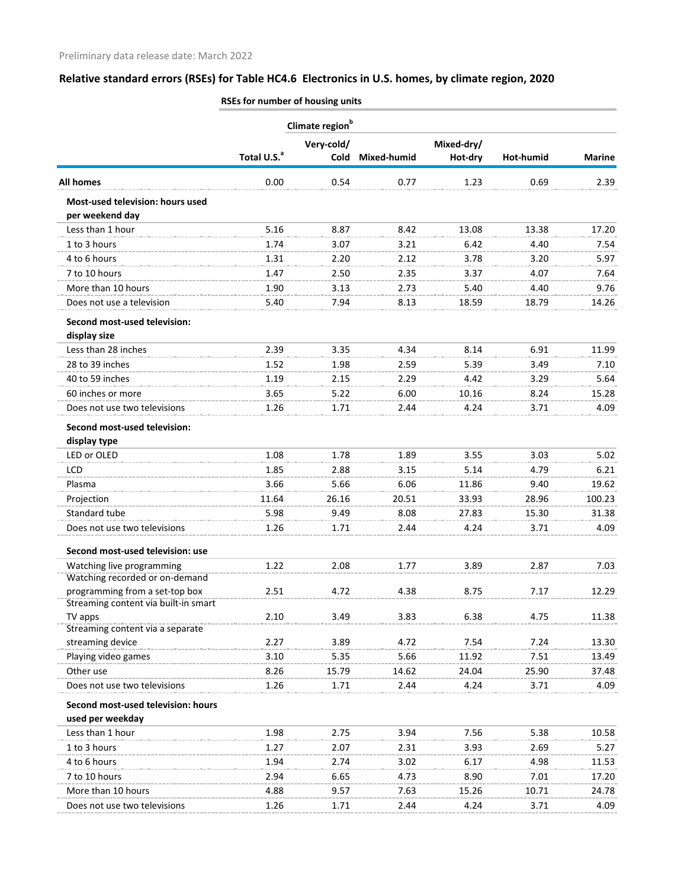Preliminary data release date: March 2022

## Relative standard errors (RSEs) for Table HC4.6 Electronics in U.S. homes, by climate region, 2020

| | RSEs for number of housing units | | | | | |
|---|---|---|---|---|---|---|
| | | Climate region[b] | | | | |
| | Total U.S.[a] | Very-cold/ Cold | Mixed-humid | Mixed-dry/ Hot-dry | Hot-humid | Marine |
| **All homes** | 0.00 | 0.54 | 0.77 | 1.23 | 0.69 | 2.39 |
| **Most-used television: hours used per weekend day** | | | | | | |
| Less than 1 hour | 5.16 | 8.87 | 8.42 | 13.08 | 13.38 | 17.20 |
| 1 to 3 hours | 1.74 | 3.07 | 3.21 | 6.42 | 4.40 | 7.54 |
| 4 to 6 hours | 1.31 | 2.20 | 2.12 | 3.78 | 3.20 | 5.97 |
| 7 to 10 hours | 1.47 | 2.50 | 2.35 | 3.37 | 4.07 | 7.64 |
| More than 10 hours | 1.90 | 3.13 | 2.73 | 5.40 | 4.40 | 9.76 |
| Does not use a television | 5.40 | 7.94 | 8.13 | 18.59 | 18.79 | 14.26 |
| **Second most-used television: display size** | | | | | | |
| Less than 28 inches | 2.39 | 3.35 | 4.34 | 8.14 | 6.91 | 11.99 |
| 28 to 39 inches | 1.52 | 1.98 | 2.59 | 5.39 | 3.49 | 7.10 |
| 40 to 59 inches | 1.19 | 2.15 | 2.29 | 4.42 | 3.29 | 5.64 |
| 60 inches or more | 3.65 | 5.22 | 6.00 | 10.16 | 8.24 | 15.28 |
| Does not use two televisions | 1.26 | 1.71 | 2.44 | 4.24 | 3.71 | 4.09 |
| **Second most-used television: display type** | | | | | | |
| LED or OLED | 1.08 | 1.78 | 1.89 | 3.55 | 3.03 | 5.02 |
| LCD | 1.85 | 2.88 | 3.15 | 5.14 | 4.79 | 6.21 |
| Plasma | 3.66 | 5.66 | 6.06 | 11.86 | 9.40 | 19.62 |
| Projection | 11.64 | 26.16 | 20.51 | 33.93 | 28.96 | 100.23 |
| Standard tube | 5.98 | 9.49 | 8.08 | 27.83 | 15.30 | 31.38 |
| Does not use two televisions | 1.26 | 1.71 | 2.44 | 4.24 | 3.71 | 4.09 |
| **Second most-used television: use** | | | | | | |
| Watching live programming | 1.22 | 2.08 | 1.77 | 3.89 | 2.87 | 7.03 |
| Watching recorded or on-demand programming from a set-top box | 2.51 | 4.72 | 4.38 | 8.75 | 7.17 | 12.29 |
| Streaming content via built-in smart TV apps | 2.10 | 3.49 | 3.83 | 6.38 | 4.75 | 11.38 |
| Streaming content via a separate streaming device | 2.27 | 3.89 | 4.72 | 7.54 | 7.24 | 13.30 |
| Playing video games | 3.10 | 5.35 | 5.66 | 11.92 | 7.51 | 13.49 |
| Other use | 8.26 | 15.79 | 14.62 | 24.04 | 25.90 | 37.48 |
| Does not use two televisions | 1.26 | 1.71 | 2.44 | 4.24 | 3.71 | 4.09 |
| **Second most-used television: hours used per weekday** | | | | | | |
| Less than 1 hour | 1.98 | 2.75 | 3.94 | 7.56 | 5.38 | 10.58 |
| 1 to 3 hours | 1.27 | 2.07 | 2.31 | 3.93 | 2.69 | 5.27 |
| 4 to 6 hours | 1.94 | 2.74 | 3.02 | 6.17 | 4.98 | 11.53 |
| 7 to 10 hours | 2.94 | 6.65 | 4.73 | 8.90 | 7.01 | 17.20 |
| More than 10 hours | 4.88 | 9.57 | 7.63 | 15.26 | 10.71 | 24.78 |
| Does not use two televisions | 1.26 | 1.71 | 2.44 | 4.24 | 3.71 | 4.09 |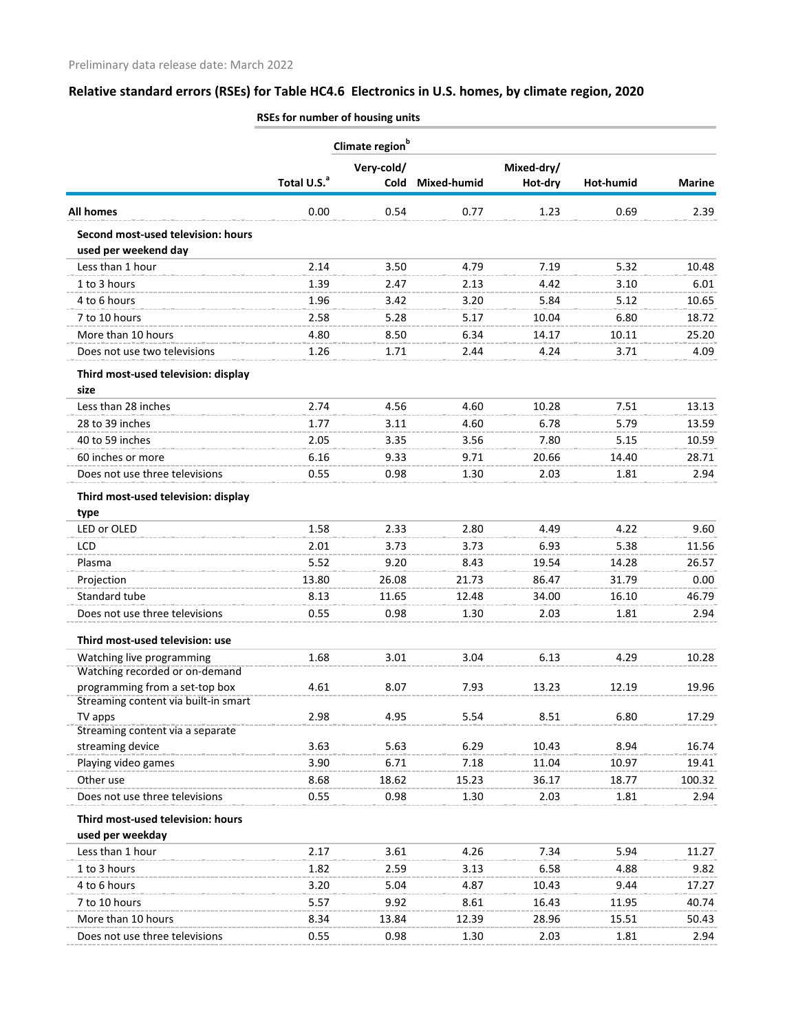Preliminary data release date: March 2022

## Relative standard errors (RSEs) for Table HC4.6 Electronics in U.S. homes, by climate region, 2020

| | RSEs for number of housing units | | | | | |
|---|---|---|---|---|---|---|
| | | Climate region[b] | | | | |
| | Total U.S.[a] | Very-cold/ Cold | Mixed-humid | Mixed-dry/ Hot-dry | Hot-humid | Marine |
| **All homes** | 0.00 | 0.54 | 0.77 | 1.23 | 0.69 | 2.39 |
| **Second most-used television: hours used per weekend day** | | | | | | |
| Less than 1 hour | 2.14 | 3.50 | 4.79 | 7.19 | 5.32 | 10.48 |
| 1 to 3 hours | 1.39 | 2.47 | 2.13 | 4.42 | 3.10 | 6.01 |
| 4 to 6 hours | 1.96 | 3.42 | 3.20 | 5.84 | 5.12 | 10.65 |
| 7 to 10 hours | 2.58 | 5.28 | 5.17 | 10.04 | 6.80 | 18.72 |
| More than 10 hours | 4.80 | 8.50 | 6.34 | 14.17 | 10.11 | 25.20 |
| Does not use two televisions | 1.26 | 1.71 | 2.44 | 4.24 | 3.71 | 4.09 |
| **Third most-used television: display size** | | | | | | |
| Less than 28 inches | 2.74 | 4.56 | 4.60 | 10.28 | 7.51 | 13.13 |
| 28 to 39 inches | 1.77 | 3.11 | 4.60 | 6.78 | 5.79 | 13.59 |
| 40 to 59 inches | 2.05 | 3.35 | 3.56 | 7.80 | 5.15 | 10.59 |
| 60 inches or more | 6.16 | 9.33 | 9.71 | 20.66 | 14.40 | 28.71 |
| Does not use three televisions | 0.55 | 0.98 | 1.30 | 2.03 | 1.81 | 2.94 |
| **Third most-used television: display type** | | | | | | |
| LED or OLED | 1.58 | 2.33 | 2.80 | 4.49 | 4.22 | 9.60 |
| LCD | 2.01 | 3.73 | 3.73 | 6.93 | 5.38 | 11.56 |
| Plasma | 5.52 | 9.20 | 8.43 | 19.54 | 14.28 | 26.57 |
| Projection | 13.80 | 26.08 | 21.73 | 86.47 | 31.79 | 0.00 |
| Standard tube | 8.13 | 11.65 | 12.48 | 34.00 | 16.10 | 46.79 |
| Does not use three televisions | 0.55 | 0.98 | 1.30 | 2.03 | 1.81 | 2.94 |
| **Third most-used television: use** | | | | | | |
| Watching live programming | 1.68 | 3.01 | 3.04 | 6.13 | 4.29 | 10.28 |
| Watching recorded or on-demand programming from a set-top box | 4.61 | 8.07 | 7.93 | 13.23 | 12.19 | 19.96 |
| Streaming content via built-in smart TV apps | 2.98 | 4.95 | 5.54 | 8.51 | 6.80 | 17.29 |
| Streaming content via a separate streaming device | 3.63 | 5.63 | 6.29 | 10.43 | 8.94 | 16.74 |
| Playing video games | 3.90 | 6.71 | 7.18 | 11.04 | 10.97 | 19.41 |
| Other use | 8.68 | 18.62 | 15.23 | 36.17 | 18.77 | 100.32 |
| Does not use three televisions | 0.55 | 0.98 | 1.30 | 2.03 | 1.81 | 2.94 |
| **Third most-used television: hours used per weekday** | | | | | | |
| Less than 1 hour | 2.17 | 3.61 | 4.26 | 7.34 | 5.94 | 11.27 |
| 1 to 3 hours | 1.82 | 2.59 | 3.13 | 6.58 | 4.88 | 9.82 |
| 4 to 6 hours | 3.20 | 5.04 | 4.87 | 10.43 | 9.44 | 17.27 |
| 7 to 10 hours | 5.57 | 9.92 | 8.61 | 16.43 | 11.95 | 40.74 |
| More than 10 hours | 8.34 | 13.84 | 12.39 | 28.96 | 15.51 | 50.43 |
| Does not use three televisions | 0.55 | 0.98 | 1.30 | 2.03 | 1.81 | 2.94 |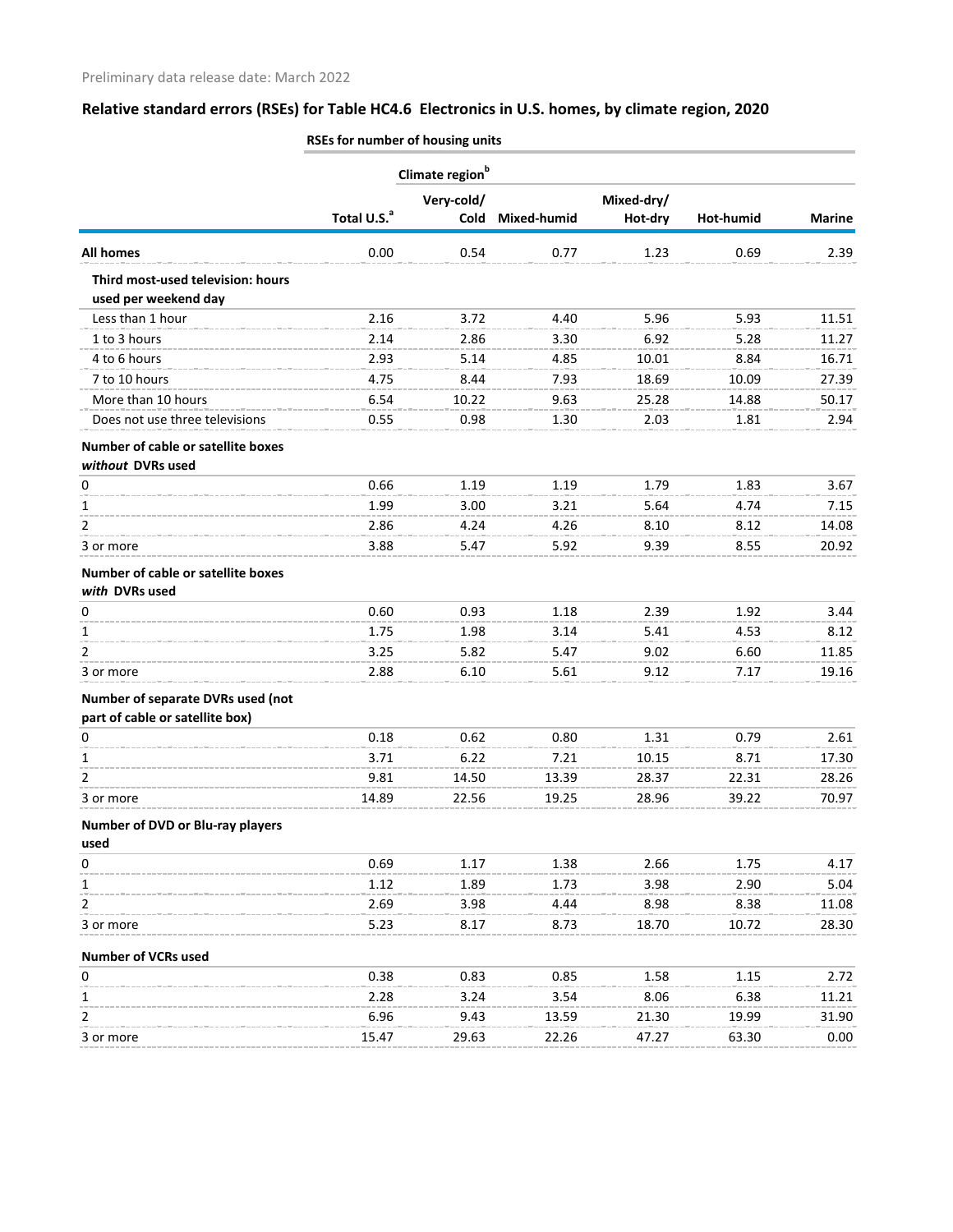Preliminary data release date: March 2022

## Relative standard errors (RSEs) for Table HC4.6 Electronics in U.S. homes, by climate region, 2020

| | RSEs for number of housing units | | | | | |
|---|---|---|---|---|---|---|
| | | Climate region[b] | | | | |
| | Total U.S.[a] | Very-cold/ Cold | Mixed-humid | Mixed-dry/ Hot-dry | Hot-humid | Marine |
| **All homes** | 0.00 | 0.54 | 0.77 | 1.23 | 0.69 | 2.39 |
| **Third most-used television: hours used per weekend day** | | | | | | |
| Less than 1 hour | 2.16 | 3.72 | 4.40 | 5.96 | 5.93 | 11.51 |
| 1 to 3 hours | 2.14 | 2.86 | 3.30 | 6.92 | 5.28 | 11.27 |
| 4 to 6 hours | 2.93 | 5.14 | 4.85 | 10.01 | 8.84 | 16.71 |
| 7 to 10 hours | 4.75 | 8.44 | 7.93 | 18.69 | 10.09 | 27.39 |
| More than 10 hours | 6.54 | 10.22 | 9.63 | 25.28 | 14.88 | 50.17 |
| Does not use three televisions | 0.55 | 0.98 | 1.30 | 2.03 | 1.81 | 2.94 |
| **Number of cable or satellite boxes *without* DVRs used** | | | | | | |
| 0 | 0.66 | 1.19 | 1.19 | 1.79 | 1.83 | 3.67 |
| 1 | 1.99 | 3.00 | 3.21 | 5.64 | 4.74 | 7.15 |
| 2 | 2.86 | 4.24 | 4.26 | 8.10 | 8.12 | 14.08 |
| 3 or more | 3.88 | 5.47 | 5.92 | 9.39 | 8.55 | 20.92 |
| **Number of cable or satellite boxes *with* DVRs used** | | | | | | |
| 0 | 0.60 | 0.93 | 1.18 | 2.39 | 1.92 | 3.44 |
| 1 | 1.75 | 1.98 | 3.14 | 5.41 | 4.53 | 8.12 |
| 2 | 3.25 | 5.82 | 5.47 | 9.02 | 6.60 | 11.85 |
| 3 or more | 2.88 | 6.10 | 5.61 | 9.12 | 7.17 | 19.16 |
| **Number of separate DVRs used (not part of cable or satellite box)** | | | | | | |
| 0 | 0.18 | 0.62 | 0.80 | 1.31 | 0.79 | 2.61 |
| 1 | 3.71 | 6.22 | 7.21 | 10.15 | 8.71 | 17.30 |
| 2 | 9.81 | 14.50 | 13.39 | 28.37 | 22.31 | 28.26 |
| 3 or more | 14.89 | 22.56 | 19.25 | 28.96 | 39.22 | 70.97 |
| **Number of DVD or Blu-ray players used** | | | | | | |
| 0 | 0.69 | 1.17 | 1.38 | 2.66 | 1.75 | 4.17 |
| 1 | 1.12 | 1.89 | 1.73 | 3.98 | 2.90 | 5.04 |
| 2 | 2.69 | 3.98 | 4.44 | 8.98 | 8.38 | 11.08 |
| 3 or more | 5.23 | 8.17 | 8.73 | 18.70 | 10.72 | 28.30 |
| **Number of VCRs used** | | | | | | |
| 0 | 0.38 | 0.83 | 0.85 | 1.58 | 1.15 | 2.72 |
| 1 | 2.28 | 3.24 | 3.54 | 8.06 | 6.38 | 11.21 |
| 2 | 6.96 | 9.43 | 13.59 | 21.30 | 19.99 | 31.90 |
| 3 or more | 15.47 | 29.63 | 22.26 | 47.27 | 63.30 | 0.00 |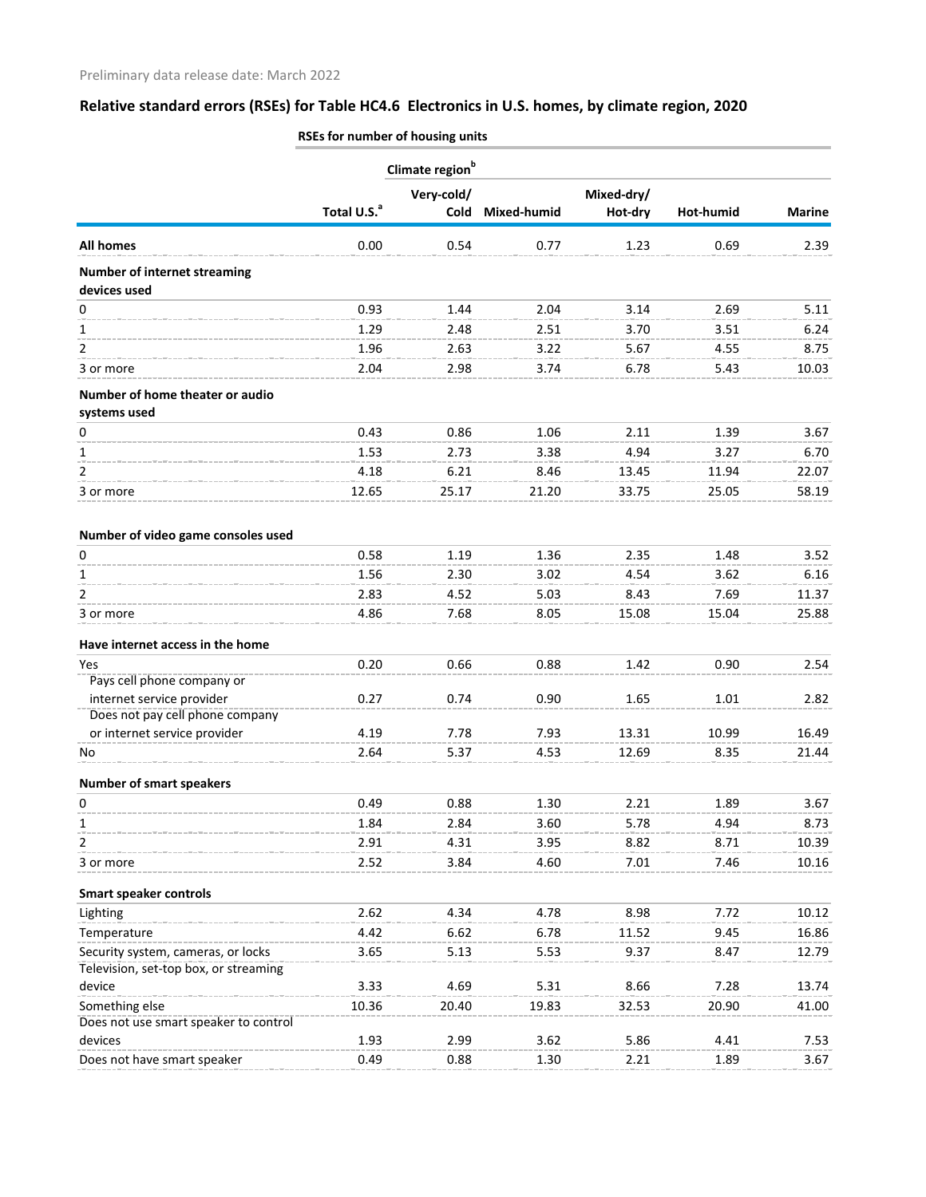Preliminary data release date: March 2022

## Relative standard errors (RSEs) for Table HC4.6 Electronics in U.S. homes, by climate region, 2020

| | RSEs for number of housing units | | | | | |
|---|---|---|---|---|---|---|
| | | Climate region[b] | | | | |
| | Total U.S.[a] | Very-cold/ Cold | Mixed-humid | Mixed-dry/ Hot-dry | Hot-humid | Marine |
| **All homes** | 0.00 | 0.54 | 0.77 | 1.23 | 0.69 | 2.39 |
| **Number of internet streaming devices used** | | | | | | |
| 0 | 0.93 | 1.44 | 2.04 | 3.14 | 2.69 | 5.11 |
| 1 | 1.29 | 2.48 | 2.51 | 3.70 | 3.51 | 6.24 |
| 2 | 1.96 | 2.63 | 3.22 | 5.67 | 4.55 | 8.75 |
| 3 or more | 2.04 | 2.98 | 3.74 | 6.78 | 5.43 | 10.03 |
| **Number of home theater or audio systems used** | | | | | | |
| 0 | 0.43 | 0.86 | 1.06 | 2.11 | 1.39 | 3.67 |
| 1 | 1.53 | 2.73 | 3.38 | 4.94 | 3.27 | 6.70 |
| 2 | 4.18 | 6.21 | 8.46 | 13.45 | 11.94 | 22.07 |
| 3 or more | 12.65 | 25.17 | 21.20 | 33.75 | 25.05 | 58.19 |
| **Number of video game consoles used** | | | | | | |
| 0 | 0.58 | 1.19 | 1.36 | 2.35 | 1.48 | 3.52 |
| 1 | 1.56 | 2.30 | 3.02 | 4.54 | 3.62 | 6.16 |
| 2 | 2.83 | 4.52 | 5.03 | 8.43 | 7.69 | 11.37 |
| 3 or more | 4.86 | 7.68 | 8.05 | 15.08 | 15.04 | 25.88 |
| **Have internet access in the home** | | | | | | |
| Yes | 0.20 | 0.66 | 0.88 | 1.42 | 0.90 | 2.54 |
| Pays cell phone company or internet service provider | 0.27 | 0.74 | 0.90 | 1.65 | 1.01 | 2.82 |
| Does not pay cell phone company or internet service provider | 4.19 | 7.78 | 7.93 | 13.31 | 10.99 | 16.49 |
| No | 2.64 | 5.37 | 4.53 | 12.69 | 8.35 | 21.44 |
| **Number of smart speakers** | | | | | | |
| 0 | 0.49 | 0.88 | 1.30 | 2.21 | 1.89 | 3.67 |
| 1 | 1.84 | 2.84 | 3.60 | 5.78 | 4.94 | 8.73 |
| 2 | 2.91 | 4.31 | 3.95 | 8.82 | 8.71 | 10.39 |
| 3 or more | 2.52 | 3.84 | 4.60 | 7.01 | 7.46 | 10.16 |
| **Smart speaker controls** | | | | | | |
| Lighting | 2.62 | 4.34 | 4.78 | 8.98 | 7.72 | 10.12 |
| Temperature | 4.42 | 6.62 | 6.78 | 11.52 | 9.45 | 16.86 |
| Security system, cameras, or locks | 3.65 | 5.13 | 5.53 | 9.37 | 8.47 | 12.79 |
| Television, set-top box, or streaming device | 3.33 | 4.69 | 5.31 | 8.66 | 7.28 | 13.74 |
| Something else | 10.36 | 20.40 | 19.83 | 32.53 | 20.90 | 41.00 |
| Does not use smart speaker to control devices | 1.93 | 2.99 | 3.62 | 5.86 | 4.41 | 7.53 |
| Does not have smart speaker | 0.49 | 0.88 | 1.30 | 2.21 | 1.89 | 3.67 |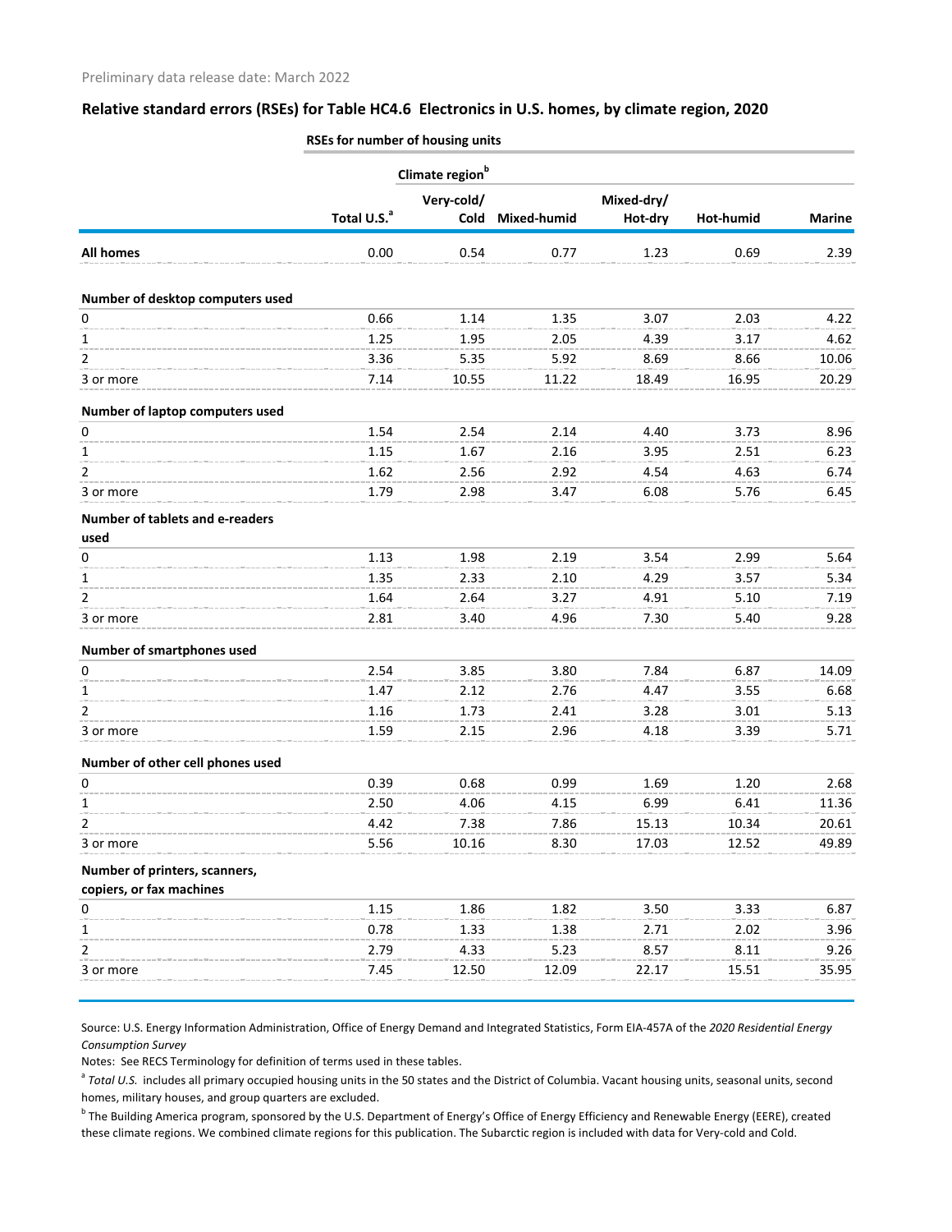Preliminary data release date: March 2022

## Relative standard errors (RSEs) for Table HC4.6 Electronics in U.S. homes, by climate region, 2020

| | RSEs for number of housing units | | | | | |
|---|---|---|---|---|---|---|
| | | Climate region[b] | | | | |
| | Total U.S.[a] | Very-cold/ Cold | Mixed-humid | Mixed-dry/ Hot-dry | Hot-humid | Marine |
| **All homes** | 0.00 | 0.54 | 0.77 | 1.23 | 0.69 | 2.39 |
| **Number of desktop computers used** | | | | | | |
| 0 | 0.66 | 1.14 | 1.35 | 3.07 | 2.03 | 4.22 |
| 1 | 1.25 | 1.95 | 2.05 | 4.39 | 3.17 | 4.62 |
| 2 | 3.36 | 5.35 | 5.92 | 8.69 | 8.66 | 10.06 |
| 3 or more | 7.14 | 10.55 | 11.22 | 18.49 | 16.95 | 20.29 |
| **Number of laptop computers used** | | | | | | |
| 0 | 1.54 | 2.54 | 2.14 | 4.40 | 3.73 | 8.96 |
| 1 | 1.15 | 1.67 | 2.16 | 3.95 | 2.51 | 6.23 |
| 2 | 1.62 | 2.56 | 2.92 | 4.54 | 4.63 | 6.74 |
| 3 or more | 1.79 | 2.98 | 3.47 | 6.08 | 5.76 | 6.45 |
| **Number of tablets and e-readers used** | | | | | | |
| 0 | 1.13 | 1.98 | 2.19 | 3.54 | 2.99 | 5.64 |
| 1 | 1.35 | 2.33 | 2.10 | 4.29 | 3.57 | 5.34 |
| 2 | 1.64 | 2.64 | 3.27 | 4.91 | 5.10 | 7.19 |
| 3 or more | 2.81 | 3.40 | 4.96 | 7.30 | 5.40 | 9.28 |
| **Number of smartphones used** | | | | | | |
| 0 | 2.54 | 3.85 | 3.80 | 7.84 | 6.87 | 14.09 |
| 1 | 1.47 | 2.12 | 2.76 | 4.47 | 3.55 | 6.68 |
| 2 | 1.16 | 1.73 | 2.41 | 3.28 | 3.01 | 5.13 |
| 3 or more | 1.59 | 2.15 | 2.96 | 4.18 | 3.39 | 5.71 |
| **Number of other cell phones used** | | | | | | |
| 0 | 0.39 | 0.68 | 0.99 | 1.69 | 1.20 | 2.68 |
| 1 | 2.50 | 4.06 | 4.15 | 6.99 | 6.41 | 11.36 |
| 2 | 4.42 | 7.38 | 7.86 | 15.13 | 10.34 | 20.61 |
| 3 or more | 5.56 | 10.16 | 8.30 | 17.03 | 12.52 | 49.89 |
| **Number of printers, scanners, copiers, or fax machines** | | | | | | |
| 0 | 1.15 | 1.86 | 1.82 | 3.50 | 3.33 | 6.87 |
| 1 | 0.78 | 1.33 | 1.38 | 2.71 | 2.02 | 3.96 |
| 2 | 2.79 | 4.33 | 5.23 | 8.57 | 8.11 | 9.26 |
| 3 or more | 7.45 | 12.50 | 12.09 | 22.17 | 15.51 | 35.95 |

Source: U.S. Energy Information Administration, Office of Energy Demand and Integrated Statistics, Form EIA-457A of the *2020 Residential Energy Consumption Survey*

Notes: See RECS Terminology for definition of terms used in these tables.

[a] *Total U.S.* includes all primary occupied housing units in the 50 states and the District of Columbia. Vacant housing units, seasonal units, second homes, military houses, and group quarters are excluded.

[b] The Building America program, sponsored by the U.S. Department of Energy's Office of Energy Efficiency and Renewable Energy (EERE), created these climate regions. We combined climate regions for this publication. The Subarctic region is included with data for Very-cold and Cold.